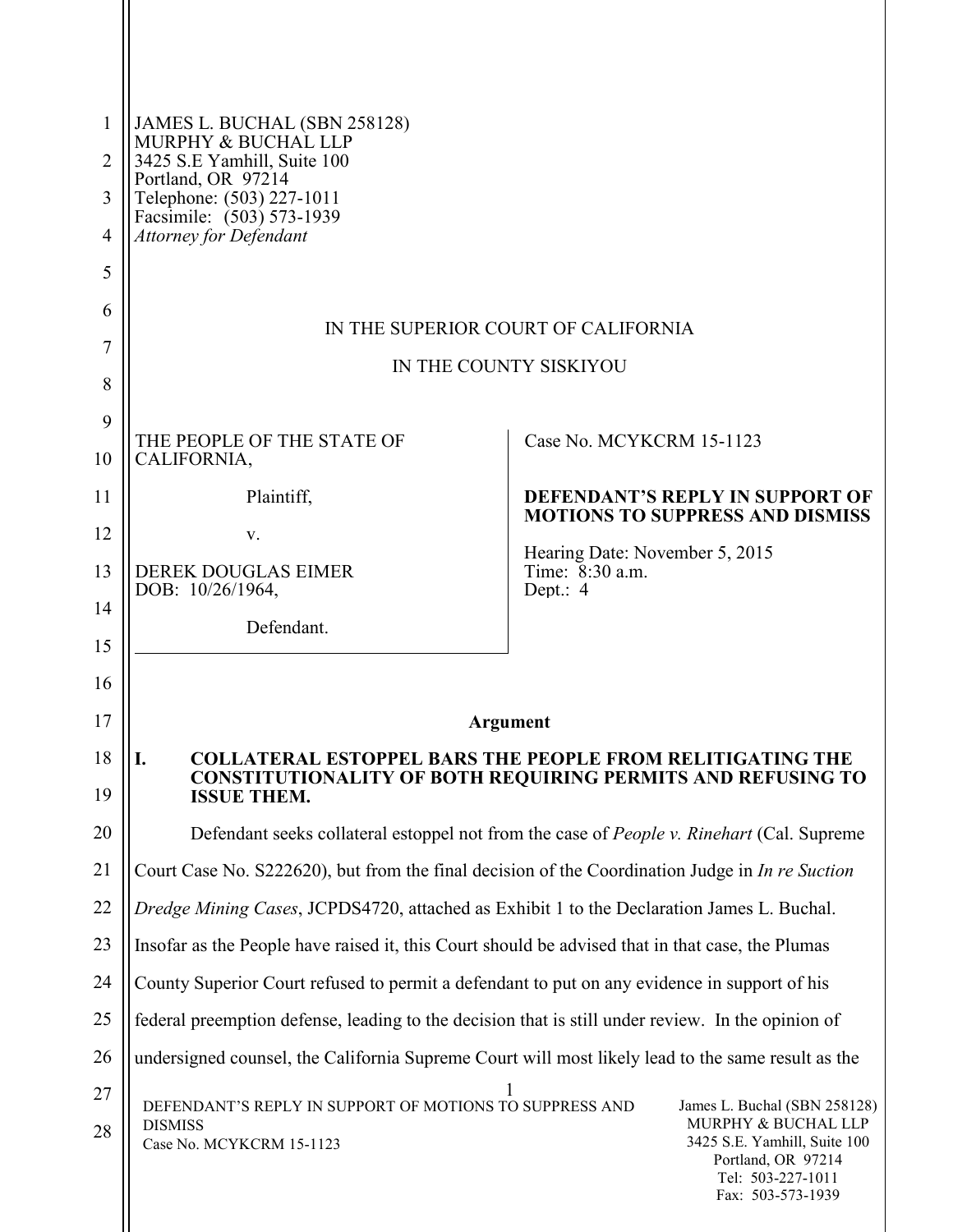JAMES L. BUCHAL (SBN 258128)
MURPHY & BUCHAL LLP
3425 S.E Yamhill, Suite 100
Portland, OR 97214
Telephone: (503) 227-1011
Facsimile: (503) 573-1939
*Attorney for Defendant*

IN THE SUPERIOR COURT OF CALIFORNIA

IN THE COUNTY SISKIYOU

| | |
|---|---|
| THE PEOPLE OF THE STATE OF CALIFORNIA,<br><br>Plaintiff,<br><br>v.<br><br>DEREK DOUGLAS EIMER<br>DOB: 10/26/1964,<br><br>Defendant. | Case No. MCYKCRM 15-1123<br><br>**DEFENDANT'S REPLY IN SUPPORT OF MOTIONS TO SUPPRESS AND DISMISS**<br><br>Hearing Date: November 5, 2015<br>Time: 8:30 a.m.<br>Dept.: 4 |

## Argument

### I. COLLATERAL ESTOPPEL BARS THE PEOPLE FROM RELITIGATING THE CONSTITUTIONALITY OF BOTH REQUIRING PERMITS AND REFUSING TO ISSUE THEM.

Defendant seeks collateral estoppel not from the case of *People v. Rinehart* (Cal. Supreme Court Case No. S222620), but from the final decision of the Coordination Judge in *In re Suction Dredge Mining Cases*, JCPDS4720, attached as Exhibit 1 to the Declaration James L. Buchal. Insofar as the People have raised it, this Court should be advised that in that case, the Plumas County Superior Court refused to permit a defendant to put on any evidence in support of his federal preemption defense, leading to the decision that is still under review. In the opinion of undersigned counsel, the California Supreme Court will most likely lead to the same result as the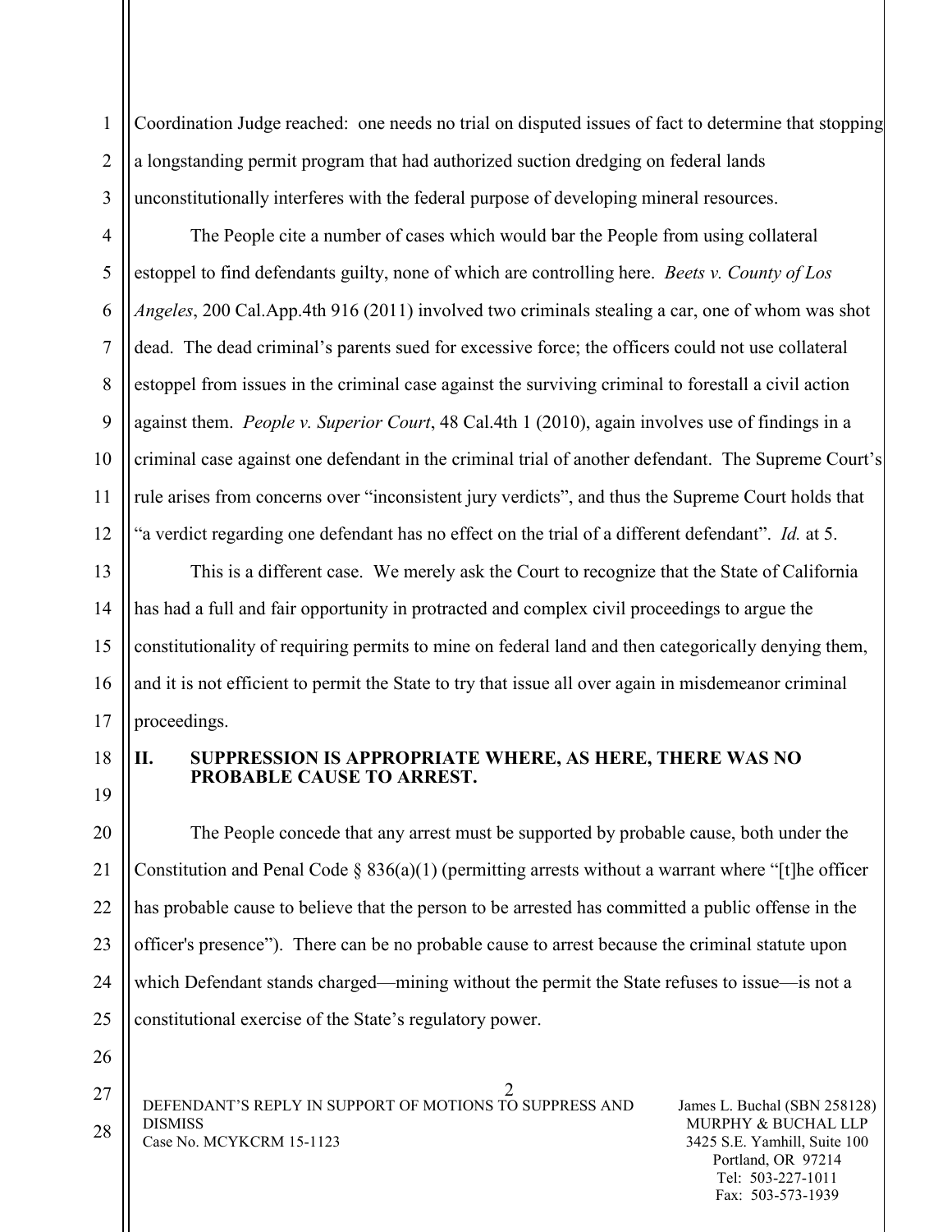Coordination Judge reached: one needs no trial on disputed issues of fact to determine that stopping a longstanding permit program that had authorized suction dredging on federal lands unconstitutionally interferes with the federal purpose of developing mineral resources.

The People cite a number of cases which would bar the People from using collateral estoppel to find defendants guilty, none of which are controlling here. *Beets v. County of Los Angeles*, 200 Cal.App.4th 916 (2011) involved two criminals stealing a car, one of whom was shot dead. The dead criminal's parents sued for excessive force; the officers could not use collateral estoppel from issues in the criminal case against the surviving criminal to forestall a civil action against them. *People v. Superior Court*, 48 Cal.4th 1 (2010), again involves use of findings in a criminal case against one defendant in the criminal trial of another defendant. The Supreme Court's rule arises from concerns over "inconsistent jury verdicts", and thus the Supreme Court holds that "a verdict regarding one defendant has no effect on the trial of a different defendant". *Id.* at 5.

This is a different case. We merely ask the Court to recognize that the State of California has had a full and fair opportunity in protracted and complex civil proceedings to argue the constitutionality of requiring permits to mine on federal land and then categorically denying them, and it is not efficient to permit the State to try that issue all over again in misdemeanor criminal proceedings.

## II. SUPPRESSION IS APPROPRIATE WHERE, AS HERE, THERE WAS NO PROBABLE CAUSE TO ARREST.

The People concede that any arrest must be supported by probable cause, both under the Constitution and Penal Code § 836(a)(1) (permitting arrests without a warrant where "[t]he officer has probable cause to believe that the person to be arrested has committed a public offense in the officer's presence"). There can be no probable cause to arrest because the criminal statute upon which Defendant stands charged—mining without the permit the State refuses to issue—is not a constitutional exercise of the State's regulatory power.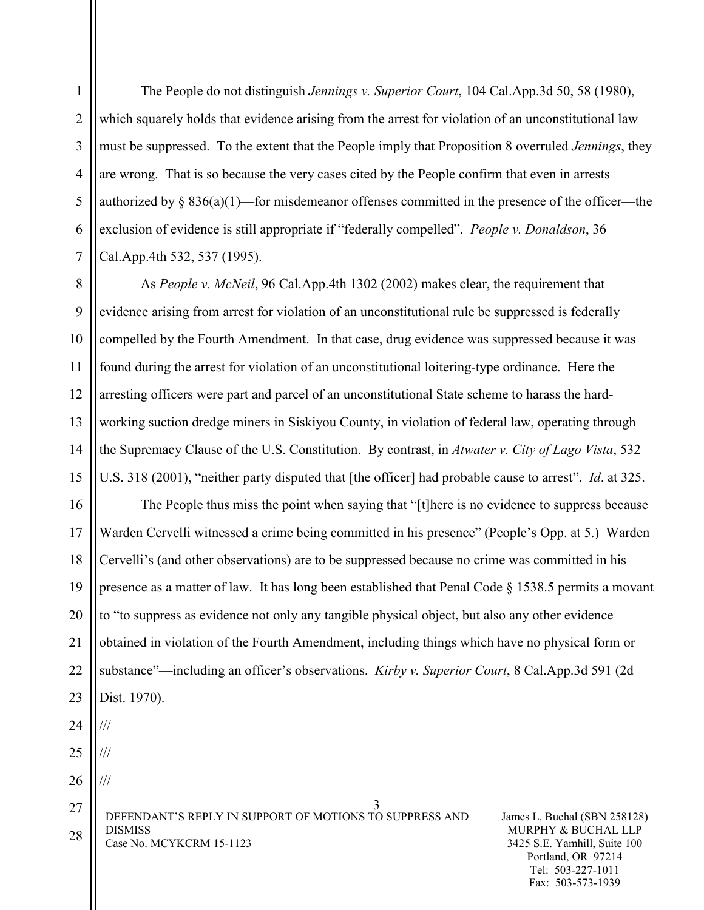The People do not distinguish *Jennings v. Superior Court*, 104 Cal.App.3d 50, 58 (1980), which squarely holds that evidence arising from the arrest for violation of an unconstitutional law must be suppressed. To the extent that the People imply that Proposition 8 overruled *Jennings*, they are wrong. That is so because the very cases cited by the People confirm that even in arrests authorized by § 836(a)(1)—for misdemeanor offenses committed in the presence of the officer—the exclusion of evidence is still appropriate if "federally compelled". *People v. Donaldson*, 36 Cal.App.4th 532, 537 (1995).

As *People v. McNeil*, 96 Cal.App.4th 1302 (2002) makes clear, the requirement that evidence arising from arrest for violation of an unconstitutional rule be suppressed is federally compelled by the Fourth Amendment. In that case, drug evidence was suppressed because it was found during the arrest for violation of an unconstitutional loitering-type ordinance. Here the arresting officers were part and parcel of an unconstitutional State scheme to harass the hard-working suction dredge miners in Siskiyou County, in violation of federal law, operating through the Supremacy Clause of the U.S. Constitution. By contrast, in *Atwater v. City of Lago Vista*, 532 U.S. 318 (2001), "neither party disputed that [the officer] had probable cause to arrest". *Id*. at 325.

The People thus miss the point when saying that "[t]here is no evidence to suppress because Warden Cervelli witnessed a crime being committed in his presence" (People's Opp. at 5.) Warden Cervelli's (and other observations) are to be suppressed because no crime was committed in his presence as a matter of law. It has long been established that Penal Code § 1538.5 permits a movant to "to suppress as evidence not only any tangible physical object, but also any other evidence obtained in violation of the Fourth Amendment, including things which have no physical form or substance"—including an officer's observations. *Kirby v. Superior Court*, 8 Cal.App.3d 591 (2d Dist. 1970).

///

///

///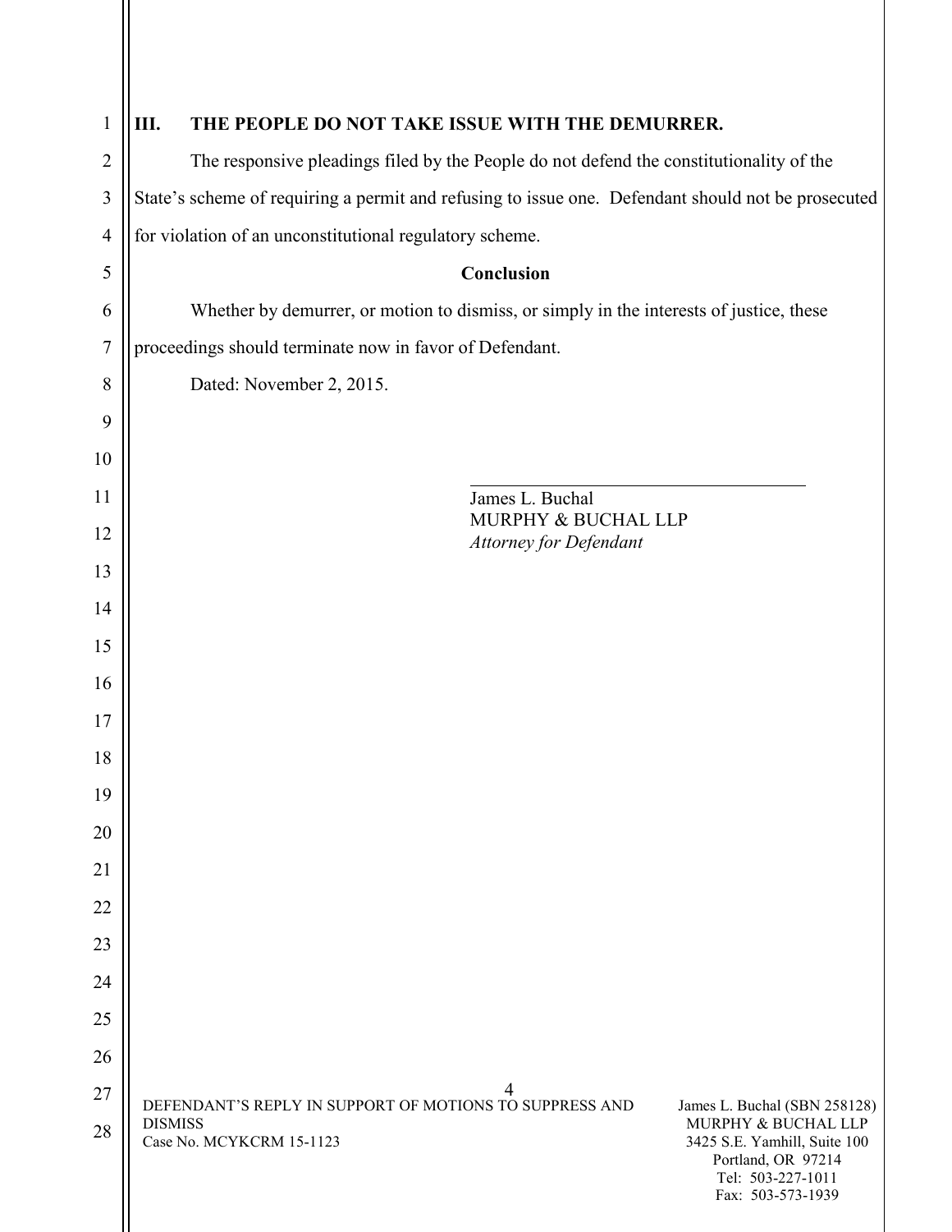## III. THE PEOPLE DO NOT TAKE ISSUE WITH THE DEMURRER.

The responsive pleadings filed by the People do not defend the constitutionality of the State's scheme of requiring a permit and refusing to issue one. Defendant should not be prosecuted for violation of an unconstitutional regulatory scheme.

**Conclusion**

Whether by demurrer, or motion to dismiss, or simply in the interests of justice, these proceedings should terminate now in favor of Defendant.

Dated: November 2, 2015.

James L. Buchal
MURPHY & BUCHAL LLP
*Attorney for Defendant*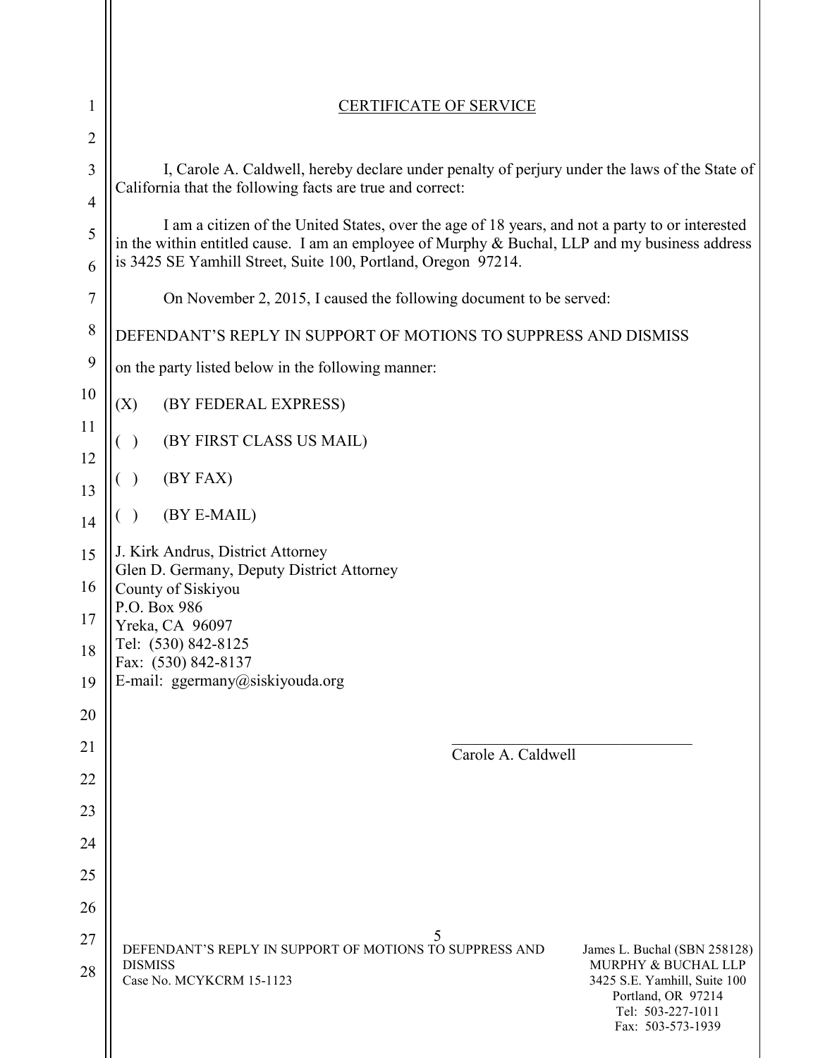# CERTIFICATE OF SERVICE

I, Carole A. Caldwell, hereby declare under penalty of perjury under the laws of the State of California that the following facts are true and correct:

I am a citizen of the United States, over the age of 18 years, and not a party to or interested in the within entitled cause. I am an employee of Murphy & Buchal, LLP and my business address is 3425 SE Yamhill Street, Suite 100, Portland, Oregon 97214.

On November 2, 2015, I caused the following document to be served:

DEFENDANT'S REPLY IN SUPPORT OF MOTIONS TO SUPPRESS AND DISMISS

on the party listed below in the following manner:

(X) (BY FEDERAL EXPRESS)

( ) (BY FIRST CLASS US MAIL)

( ) (BY FAX)

( ) (BY E-MAIL)

J. Kirk Andrus, District Attorney
Glen D. Germany, Deputy District Attorney
County of Siskiyou
P.O. Box 986
Yreka, CA 96097
Tel: (530) 842-8125
Fax: (530) 842-8137
E-mail: ggermany@siskiyouda.org

\_\_\_\_\_\_\_\_\_\_\_\_\_\_\_\_\_\_\_\_\_\_\_\_\_\_\_\_\_\_
Carole A. Caldwell

DEFENDANT'S REPLY IN SUPPORT OF MOTIONS TO SUPPRESS AND DISMISS
Case No. MCYKCRM 15-1123

James L. Buchal (SBN 258128)
MURPHY & BUCHAL LLP
3425 S.E. Yamhill, Suite 100
Portland, OR 97214
Tel: 503-227-1011
Fax: 503-573-1939